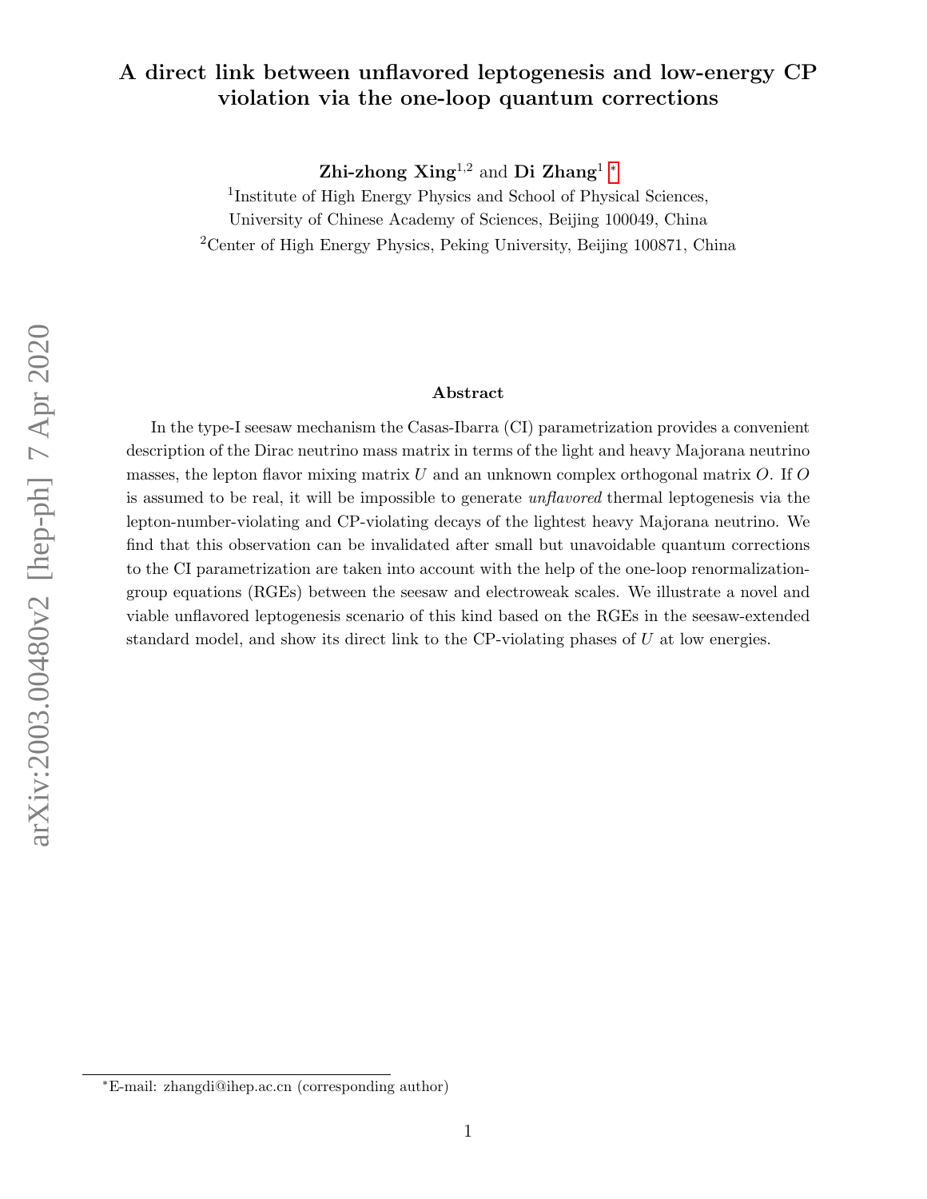# A direct link between unflavored leptogenesis and low-energy CP violation via the one-loop quantum corrections

**Zhi-zhong Xing**[1,2] and **Di Zhang**[1] [*]

[1]Institute of High Energy Physics and School of Physical Sciences, University of Chinese Academy of Sciences, Beijing 100049, China

[2]Center of High Energy Physics, Peking University, Beijing 100871, China

## Abstract

In the type-I seesaw mechanism the Casas-Ibarra (CI) parametrization provides a convenient description of the Dirac neutrino mass matrix in terms of the light and heavy Majorana neutrino masses, the lepton flavor mixing matrix $U$ and an unknown complex orthogonal matrix $O$. If $O$ is assumed to be real, it will be impossible to generate *unflavored* thermal leptogenesis via the lepton-number-violating and CP-violating decays of the lightest heavy Majorana neutrino. We find that this observation can be invalidated after small but unavoidable quantum corrections to the CI parametrization are taken into account with the help of the one-loop renormalization-group equations (RGEs) between the seesaw and electroweak scales. We illustrate a novel and viable unflavored leptogenesis scenario of this kind based on the RGEs in the seesaw-extended standard model, and show its direct link to the CP-violating phases of $U$ at low energies.

[*]E-mail: zhangdi@ihep.ac.cn (corresponding author)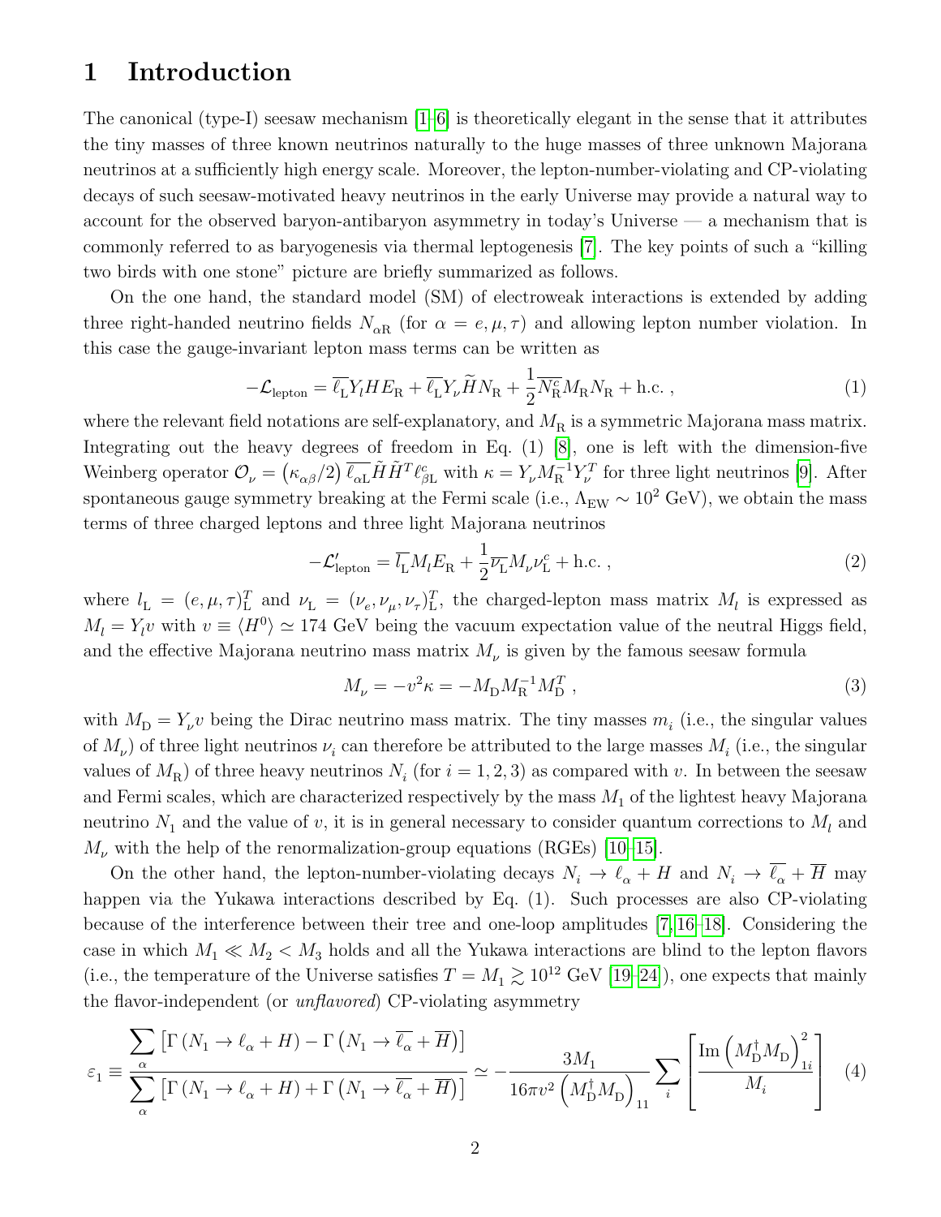# 1 Introduction

The canonical (type-I) seesaw mechanism [1–6] is theoretically elegant in the sense that it attributes the tiny masses of three known neutrinos naturally to the huge masses of three unknown Majorana neutrinos at a sufficiently high energy scale. Moreover, the lepton-number-violating and CP-violating decays of such seesaw-motivated heavy neutrinos in the early Universe may provide a natural way to account for the observed baryon-antibaryon asymmetry in today's Universe — a mechanism that is commonly referred to as baryogenesis via thermal leptogenesis [7]. The key points of such a "killing two birds with one stone" picture are briefly summarized as follows.

On the one hand, the standard model (SM) of electroweak interactions is extended by adding three right-handed neutrino fields $N_{\alpha \rm R}$ (for $\alpha = e, \mu, \tau$) and allowing lepton number violation. In this case the gauge-invariant lepton mass terms can be written as

$$
-\mathcal{L}_{\rm lepton} = \overline{\ell_{\rm L}} Y_l H E_{\rm R} + \overline{\ell_{\rm L}} Y_\nu \widetilde{H} N_{\rm R} + \frac{1}{2} \overline{N^c_{\rm R}} M_{\rm R} N_{\rm R} + {\rm h.c.} \;, \tag{1}
$$

where the relevant field notations are self-explanatory, and $M_{\rm R}$ is a symmetric Majorana mass matrix. Integrating out the heavy degrees of freedom in Eq. (1) [8], one is left with the dimension-five Weinberg operator $\mathcal{O}_\nu = \left(\kappa_{\alpha\beta}/2\right) \overline{\ell_{\alpha \rm L}} \tilde{H} \tilde{H}^T \ell^c_{\beta \rm L}$ with $\kappa = Y_\nu M_{\rm R}^{-1} Y_\nu^T$ for three light neutrinos [9]. After spontaneous gauge symmetry breaking at the Fermi scale (i.e., $\Lambda_{\rm EW} \sim 10^2$ GeV), we obtain the mass terms of three charged leptons and three light Majorana neutrinos

$$
-\mathcal{L}'_{\rm lepton} = \overline{l_{\rm L}} M_l E_{\rm R} + \frac{1}{2} \overline{\nu_{\rm L}} M_\nu \nu^c_{\rm L} + {\rm h.c.} \;, \tag{2}
$$

where $l_{\rm L} = (e, \mu, \tau)^T_{\rm L}$ and $\nu_{\rm L} = (\nu_e, \nu_\mu, \nu_\tau)^T_{\rm L}$, the charged-lepton mass matrix $M_l$ is expressed as $M_l = Y_l v$ with $v \equiv \langle H^0 \rangle \simeq 174$ GeV being the vacuum expectation value of the neutral Higgs field, and the effective Majorana neutrino mass matrix $M_\nu$ is given by the famous seesaw formula

$$
M_\nu = -v^2 \kappa = -M_{\rm D} M_{\rm R}^{-1} M_{\rm D}^T \;, \tag{3}
$$

with $M_{\rm D} = Y_\nu v$ being the Dirac neutrino mass matrix. The tiny masses $m_i$ (i.e., the singular values of $M_\nu$) of three light neutrinos $\nu_i$ can therefore be attributed to the large masses $M_i$ (i.e., the singular values of $M_{\rm R}$) of three heavy neutrinos $N_i$ (for $i = 1, 2, 3$) as compared with $v$. In between the seesaw and Fermi scales, which are characterized respectively by the mass $M_1$ of the lightest heavy Majorana neutrino $N_1$ and the value of $v$, it is in general necessary to consider quantum corrections to $M_l$ and $M_\nu$ with the help of the renormalization-group equations (RGEs) [10–15].

On the other hand, the lepton-number-violating decays $N_i \to \ell_\alpha + H$ and $N_i \to \overline{\ell_\alpha} + \overline{H}$ may happen via the Yukawa interactions described by Eq. (1). Such processes are also CP-violating because of the interference between their tree and one-loop amplitudes [7, 16–18]. Considering the case in which $M_1 \ll M_2 < M_3$ holds and all the Yukawa interactions are blind to the lepton flavors (i.e., the temperature of the Universe satisfies $T = M_1 \gtrsim 10^{12}$ GeV [19–24]), one expects that mainly the flavor-independent (or *unflavored*) CP-violating asymmetry

$$
\varepsilon_1 \equiv \frac{\displaystyle\sum_\alpha \left[\Gamma\left(N_1 \to \ell_\alpha + H\right) - \Gamma\left(N_1 \to \overline{\ell_\alpha} + \overline{H}\right)\right]}{\displaystyle\sum_\alpha \left[\Gamma\left(N_1 \to \ell_\alpha + H\right) + \Gamma\left(N_1 \to \overline{\ell_\alpha} + \overline{H}\right)\right]} \simeq -\frac{3 M_1}{16\pi v^2 \left(M_{\rm D}^\dagger M_{\rm D}\right)_{11}} \sum_i \left[\frac{{\rm Im}\left(M_{\rm D}^\dagger M_{\rm D}\right)^2_{1i}}{M_i}\right] \tag{4}
$$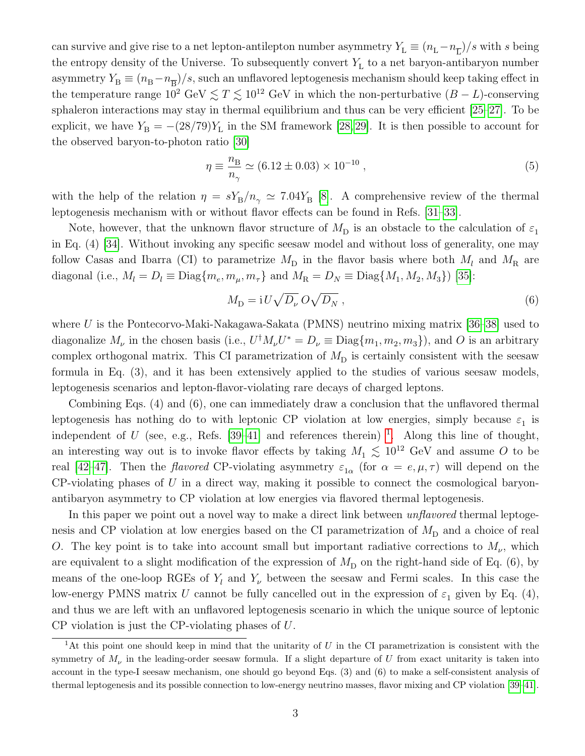can survive and give rise to a net lepton-antilepton number asymmetry $Y_{\rm L} \equiv (n_{\rm L} - n_{\overline{\rm L}})/s$ with $s$ being the entropy density of the Universe. To subsequently convert $Y_{\rm L}$ to a net baryon-antibaryon number asymmetry $Y_{\rm B} \equiv (n_{\rm B} - n_{\overline{\rm B}})/s$, such an unflavored leptogenesis mechanism should keep taking effect in the temperature range $10^2~{\rm GeV} \lesssim T \lesssim 10^{12}~{\rm GeV}$ in which the non-perturbative $(B-L)$-conserving sphaleron interactions may stay in thermal equilibrium and thus can be very efficient [25–27]. To be explicit, we have $Y_{\rm B} = -(28/79)Y_{\rm L}$ in the SM framework [28, 29]. It is then possible to account for the observed baryon-to-photon ratio [30]

$$\eta \equiv \frac{n_{\rm B}}{n_\gamma} \simeq (6.12 \pm 0.03) \times 10^{-10} \; , \tag{5}$$

with the help of the relation $\eta = sY_{\rm B}/n_\gamma \simeq 7.04 Y_{\rm B}$ [8]. A comprehensive review of the thermal leptogenesis mechanism with or without flavor effects can be found in Refs. [31–33].

Note, however, that the unknown flavor structure of $M_{\rm D}$ is an obstacle to the calculation of $\varepsilon_1$ in Eq. (4) [34]. Without invoking any specific seesaw model and without loss of generality, one may follow Casas and Ibarra (CI) to parametrize $M_{\rm D}$ in the flavor basis where both $M_l$ and $M_{\rm R}$ are diagonal (i.e., $M_l = D_l \equiv {\rm Diag}\{m_e, m_\mu, m_\tau\}$ and $M_{\rm R} = D_N \equiv {\rm Diag}\{M_1, M_2, M_3\}$) [35]:

$$M_{\rm D} = {\rm i}\, U \sqrt{D_\nu}\, O \sqrt{D_N} \; , \tag{6}$$

where $U$ is the Pontecorvo-Maki-Nakagawa-Sakata (PMNS) neutrino mixing matrix [36–38] used to diagonalize $M_\nu$ in the chosen basis (i.e., $U^\dagger M_\nu U^* = D_\nu \equiv {\rm Diag}\{m_1, m_2, m_3\}$), and $O$ is an arbitrary complex orthogonal matrix. This CI parametrization of $M_{\rm D}$ is certainly consistent with the seesaw formula in Eq. (3), and it has been extensively applied to the studies of various seesaw models, leptogenesis scenarios and lepton-flavor-violating rare decays of charged leptons.

Combining Eqs. (4) and (6), one can immediately draw a conclusion that the unflavored thermal leptogenesis has nothing do to with leptonic CP violation at low energies, simply because $\varepsilon_1$ is independent of $U$ (see, e.g., Refs. [39–41] and references therein) [1]. Along this line of thought, an interesting way out is to invoke flavor effects by taking $M_1 \lesssim 10^{12}$ GeV and assume $O$ to be real [42–47]. Then the *flavored* CP-violating asymmetry $\varepsilon_{1\alpha}$ (for $\alpha = e, \mu, \tau$) will depend on the CP-violating phases of $U$ in a direct way, making it possible to connect the cosmological baryon-antibaryon asymmetry to CP violation at low energies via flavored thermal leptogenesis.

In this paper we point out a novel way to make a direct link between *unflavored* thermal leptogenesis and CP violation at low energies based on the CI parametrization of $M_{\rm D}$ and a choice of real $O$. The key point is to take into account small but important radiative corrections to $M_\nu$, which are equivalent to a slight modification of the expression of $M_{\rm D}$ on the right-hand side of Eq. (6), by means of the one-loop RGEs of $Y_l$ and $Y_\nu$ between the seesaw and Fermi scales. In this case the low-energy PMNS matrix $U$ cannot be fully cancelled out in the expression of $\varepsilon_1$ given by Eq. (4), and thus we are left with an unflavored leptogenesis scenario in which the unique source of leptonic CP violation is just the CP-violating phases of $U$.

[1] At this point one should keep in mind that the unitarity of $U$ in the CI parametrization is consistent with the symmetry of $M_\nu$ in the leading-order seesaw formula. If a slight departure of $U$ from exact unitarity is taken into account in the type-I seesaw mechanism, one should go beyond Eqs. (3) and (6) to make a self-consistent analysis of thermal leptogenesis and its possible connection to low-energy neutrino masses, flavor mixing and CP violation [39–41].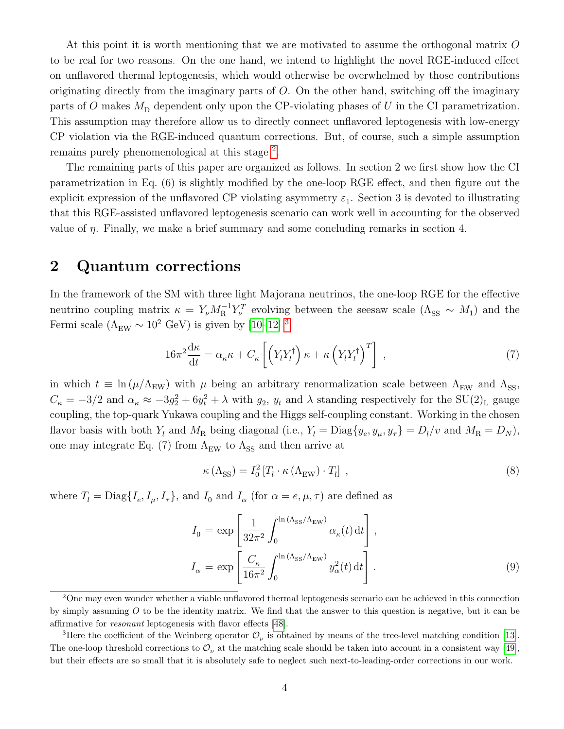At this point it is worth mentioning that we are motivated to assume the orthogonal matrix $O$ to be real for two reasons. On the one hand, we intend to highlight the novel RGE-induced effect on unflavored thermal leptogenesis, which would otherwise be overwhelmed by those contributions originating directly from the imaginary parts of $O$. On the other hand, switching off the imaginary parts of $O$ makes $M_{\rm D}$ dependent only upon the CP-violating phases of $U$ in the CI parametrization. This assumption may therefore allow us to directly connect unflavored leptogenesis with low-energy CP violation via the RGE-induced quantum corrections. But, of course, such a simple assumption remains purely phenomenological at this stage [2].

The remaining parts of this paper are organized as follows. In section 2 we first show how the CI parametrization in Eq. (6) is slightly modified by the one-loop RGE effect, and then figure out the explicit expression of the unflavored CP violating asymmetry $\varepsilon_1$. Section 3 is devoted to illustrating that this RGE-assisted unflavored leptogenesis scenario can work well in accounting for the observed value of $\eta$. Finally, we make a brief summary and some concluding remarks in section 4.

## 2 Quantum corrections

In the framework of the SM with three light Majorana neutrinos, the one-loop RGE for the effective neutrino coupling matrix $\kappa = Y_\nu M_{\rm R}^{-1} Y_\nu^T$ evolving between the seesaw scale ($\Lambda_{\rm SS} \sim M_1$) and the Fermi scale ($\Lambda_{\rm EW} \sim 10^2$ GeV) is given by [10–12] [3]

$$16\pi^2 \frac{{\rm d}\kappa}{{\rm d}t} = \alpha_\kappa \kappa + C_\kappa \left[ \left( Y_l Y_l^\dagger \right) \kappa + \kappa \left( Y_l Y_l^\dagger \right)^T \right] \,, \tag{7}$$

in which $t \equiv \ln\left(\mu/\Lambda_{\rm EW}\right)$ with $\mu$ being an arbitrary renormalization scale between $\Lambda_{\rm EW}$ and $\Lambda_{\rm SS}$, $C_\kappa = -3/2$ and $\alpha_\kappa \approx -3g_2^2 + 6y_t^2 + \lambda$ with $g_2$, $y_t$ and $\lambda$ standing respectively for the ${\rm SU(2)_L}$ gauge coupling, the top-quark Yukawa coupling and the Higgs self-coupling constant. Working in the chosen flavor basis with both $Y_l$ and $M_{\rm R}$ being diagonal (i.e., $Y_l = {\rm Diag}\{y_e, y_\mu, y_\tau\} = D_l/v$ and $M_{\rm R} = D_N$), one may integrate Eq. (7) from $\Lambda_{\rm EW}$ to $\Lambda_{\rm SS}$ and then arrive at

$$\kappa\left(\Lambda_{\rm SS}\right) = I_0^2 \left[T_l \cdot \kappa\left(\Lambda_{\rm EW}\right) \cdot T_l\right] \,, \tag{8}$$

where $T_l = {\rm Diag}\{I_e, I_\mu, I_\tau\}$, and $I_0$ and $I_\alpha$ (for $\alpha = e, \mu, \tau$) are defined as

$$\begin{aligned} I_0 &= \exp\left[\frac{1}{32\pi^2}\int_0^{\ln\left(\Lambda_{\rm SS}/\Lambda_{\rm EW}\right)} \alpha_\kappa(t)\,{\rm d}t\right] \,, \\ I_\alpha &= \exp\left[\frac{C_\kappa}{16\pi^2}\int_0^{\ln\left(\Lambda_{\rm SS}/\Lambda_{\rm EW}\right)} y_\alpha^2(t)\,{\rm d}t\right] \,. \end{aligned} \tag{9}$$

---

[2] One may even wonder whether a viable unflavored thermal leptogenesis scenario can be achieved in this connection by simply assuming $O$ to be the identity matrix. We find that the answer to this question is negative, but it can be affirmative for *resonant* leptogenesis with flavor effects [48].

[3] Here the coefficient of the Weinberg operator $\mathcal{O}_\nu$ is obtained by means of the tree-level matching condition [13]. The one-loop threshold corrections to $\mathcal{O}_\nu$ at the matching scale should be taken into account in a consistent way [49], but their effects are so small that it is absolutely safe to neglect such next-to-leading-order corrections in our work.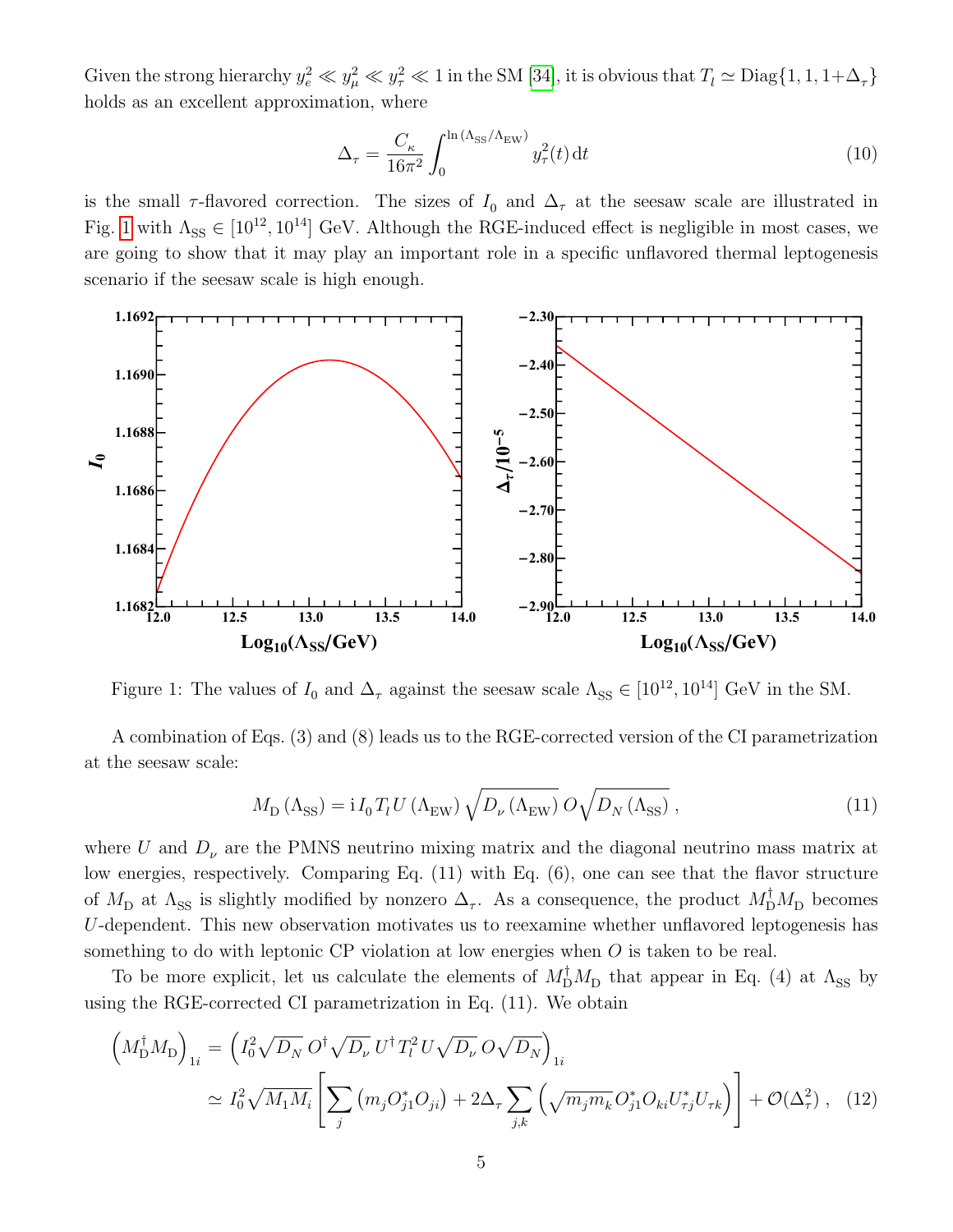Given the strong hierarchy $y_e^2 \ll y_\mu^2 \ll y_\tau^2 \ll 1$ in the SM [34], it is obvious that $T_l \simeq \text{Diag}\{1, 1, 1+\Delta_\tau\}$ holds as an excellent approximation, where

$$
\Delta_\tau = \frac{C_\kappa}{16\pi^2} \int_0^{\ln(\Lambda_{\rm SS}/\Lambda_{\rm EW})} y_\tau^2(t)\, {\rm d}t \tag{10}
$$

is the small $\tau$-flavored correction. The sizes of $I_0$ and $\Delta_\tau$ at the seesaw scale are illustrated in Fig. 1 with $\Lambda_{\rm SS} \in [10^{12}, 10^{14}]$ GeV. Although the RGE-induced effect is negligible in most cases, we are going to show that it may play an important role in a specific unflavored thermal leptogenesis scenario if the seesaw scale is high enough.

Figure 1: The values of $I_0$ and $\Delta_\tau$ against the seesaw scale $\Lambda_{\rm SS} \in [10^{12}, 10^{14}]$ GeV in the SM.

A combination of Eqs. (3) and (8) leads us to the RGE-corrected version of the CI parametrization at the seesaw scale:

$$
M_{\rm D}\left(\Lambda_{\rm SS}\right) = {\rm i}\, I_0\, T_l\, U\left(\Lambda_{\rm EW}\right) \sqrt{D_\nu\left(\Lambda_{\rm EW}\right)}\, O \sqrt{D_N\left(\Lambda_{\rm SS}\right)}\ , \tag{11}
$$

where $U$ and $D_\nu$ are the PMNS neutrino mixing matrix and the diagonal neutrino mass matrix at low energies, respectively. Comparing Eq. (11) with Eq. (6), one can see that the flavor structure of $M_{\rm D}$ at $\Lambda_{\rm SS}$ is slightly modified by nonzero $\Delta_\tau$. As a consequence, the product $M_{\rm D}^\dagger M_{\rm D}$ becomes $U$-dependent. This new observation motivates us to reexamine whether unflavored leptogenesis has something to do with leptonic CP violation at low energies when $O$ is taken to be real.

To be more explicit, let us calculate the elements of $M_{\rm D}^\dagger M_{\rm D}$ that appear in Eq. (4) at $\Lambda_{\rm SS}$ by using the RGE-corrected CI parametrization in Eq. (11). We obtain

$$
\begin{aligned}
\left(M_{\rm D}^\dagger M_{\rm D}\right)_{1i} &= \left(I_0^2 \sqrt{D_N}\, O^\dagger \sqrt{D_\nu}\, U^\dagger T_l^2\, U \sqrt{D_\nu}\, O \sqrt{D_N}\right)_{1i} \\
&\simeq I_0^2 \sqrt{M_1 M_i} \left[\sum_j \left(m_j O_{j1}^* O_{ji}\right) + 2\Delta_\tau \sum_{j,k} \left(\sqrt{m_j m_k}\, O_{j1}^* O_{ki} U_{\tau j}^* U_{\tau k}\right)\right] + \mathcal{O}(\Delta_\tau^2)\ ,
\end{aligned} \tag{12}
$$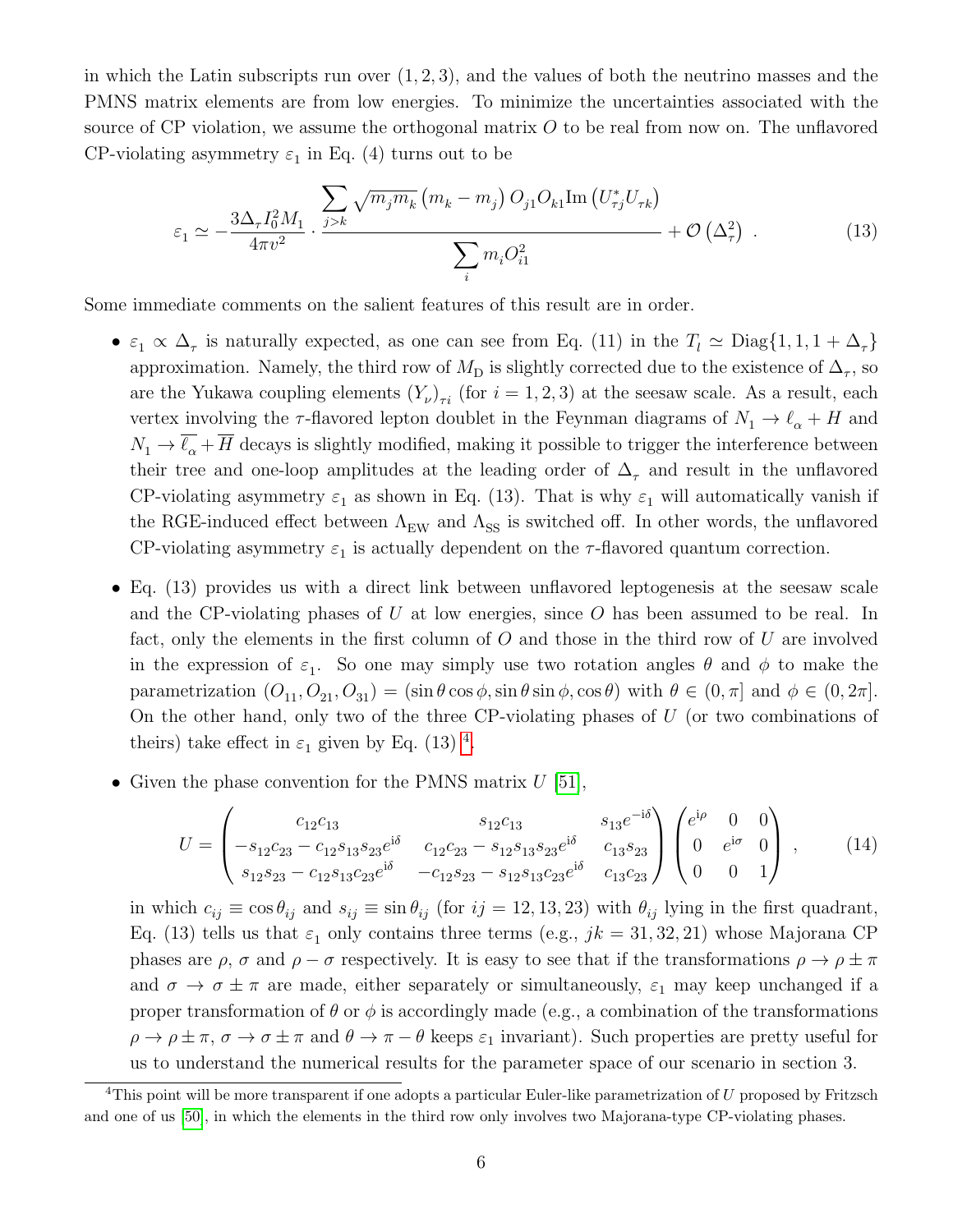in which the Latin subscripts run over $(1, 2, 3)$, and the values of both the neutrino masses and the PMNS matrix elements are from low energies. To minimize the uncertainties associated with the source of CP violation, we assume the orthogonal matrix $O$ to be real from now on. The unflavored CP-violating asymmetry $\varepsilon_1$ in Eq. (4) turns out to be

$$
\varepsilon_1 \simeq -\frac{3\Delta_\tau I_0^2 M_1}{4\pi v^2} \cdot \frac{\displaystyle\sum_{j>k} \sqrt{m_j m_k}\left(m_k - m_j\right) O_{j1} O_{k1} {\rm Im}\left(U^*_{\tau j} U_{\tau k}\right)}{\displaystyle\sum_i m_i O_{i1}^2} + \mathcal{O}\left(\Delta_\tau^2\right) \; . \tag{13}
$$

Some immediate comments on the salient features of this result are in order.

- $\varepsilon_1 \propto \Delta_\tau$ is naturally expected, as one can see from Eq. (11) in the $T_l \simeq {\rm Diag}\{1, 1, 1 + \Delta_\tau\}$ approximation. Namely, the third row of $M_{\rm D}$ is slightly corrected due to the existence of $\Delta_\tau$, so are the Yukawa coupling elements $(Y_\nu)_{\tau i}$ (for $i = 1, 2, 3$) at the seesaw scale. As a result, each vertex involving the $\tau$-flavored lepton doublet in the Feynman diagrams of $N_1 \to \ell_\alpha + H$ and $N_1 \to \overline{\ell_\alpha} + \overline{H}$ decays is slightly modified, making it possible to trigger the interference between their tree and one-loop amplitudes at the leading order of $\Delta_\tau$ and result in the unflavored CP-violating asymmetry $\varepsilon_1$ as shown in Eq. (13). That is why $\varepsilon_1$ will automatically vanish if the RGE-induced effect between $\Lambda_{\rm EW}$ and $\Lambda_{\rm SS}$ is switched off. In other words, the unflavored CP-violating asymmetry $\varepsilon_1$ is actually dependent on the $\tau$-flavored quantum correction.

- Eq. (13) provides us with a direct link between unflavored leptogenesis at the seesaw scale and the CP-violating phases of $U$ at low energies, since $O$ has been assumed to be real. In fact, only the elements in the first column of $O$ and those in the third row of $U$ are involved in the expression of $\varepsilon_1$. So one may simply use two rotation angles $\theta$ and $\phi$ to make the parametrization $(O_{11}, O_{21}, O_{31}) = (\sin\theta\cos\phi, \sin\theta\sin\phi, \cos\theta)$ with $\theta \in (0, \pi]$ and $\phi \in (0, 2\pi]$. On the other hand, only two of the three CP-violating phases of $U$ (or two combinations of theirs) take effect in $\varepsilon_1$ given by Eq. (13) [4].

- Given the phase convention for the PMNS matrix $U$ [51],

$$
U = \begin{pmatrix} c_{12}c_{13} & s_{12}c_{13} & s_{13}e^{-{\rm i}\delta} \\ -s_{12}c_{23} - c_{12}s_{13}s_{23}e^{{\rm i}\delta} & c_{12}c_{23} - s_{12}s_{13}s_{23}e^{{\rm i}\delta} & c_{13}s_{23} \\ s_{12}s_{23} - c_{12}s_{13}c_{23}e^{{\rm i}\delta} & -c_{12}s_{23} - s_{12}s_{13}c_{23}e^{{\rm i}\delta} & c_{13}c_{23} \end{pmatrix} \begin{pmatrix} e^{{\rm i}\rho} & 0 & 0 \\ 0 & e^{{\rm i}\sigma} & 0 \\ 0 & 0 & 1 \end{pmatrix} \; , \tag{14}
$$

  in which $c_{ij} \equiv \cos\theta_{ij}$ and $s_{ij} \equiv \sin\theta_{ij}$ (for $ij = 12, 13, 23$) with $\theta_{ij}$ lying in the first quadrant, Eq. (13) tells us that $\varepsilon_1$ only contains three terms (e.g., $jk = 31, 32, 21$) whose Majorana CP phases are $\rho$, $\sigma$ and $\rho - \sigma$ respectively. It is easy to see that if the transformations $\rho \to \rho \pm \pi$ and $\sigma \to \sigma \pm \pi$ are made, either separately or simultaneously, $\varepsilon_1$ may keep unchanged if a proper transformation of $\theta$ or $\phi$ is accordingly made (e.g., a combination of the transformations $\rho \to \rho \pm \pi$, $\sigma \to \sigma \pm \pi$ and $\theta \to \pi - \theta$ keeps $\varepsilon_1$ invariant). Such properties are pretty useful for us to understand the numerical results for the parameter space of our scenario in section 3.

[4] This point will be more transparent if one adopts a particular Euler-like parametrization of $U$ proposed by Fritzsch and one of us [50], in which the elements in the third row only involves two Majorana-type CP-violating phases.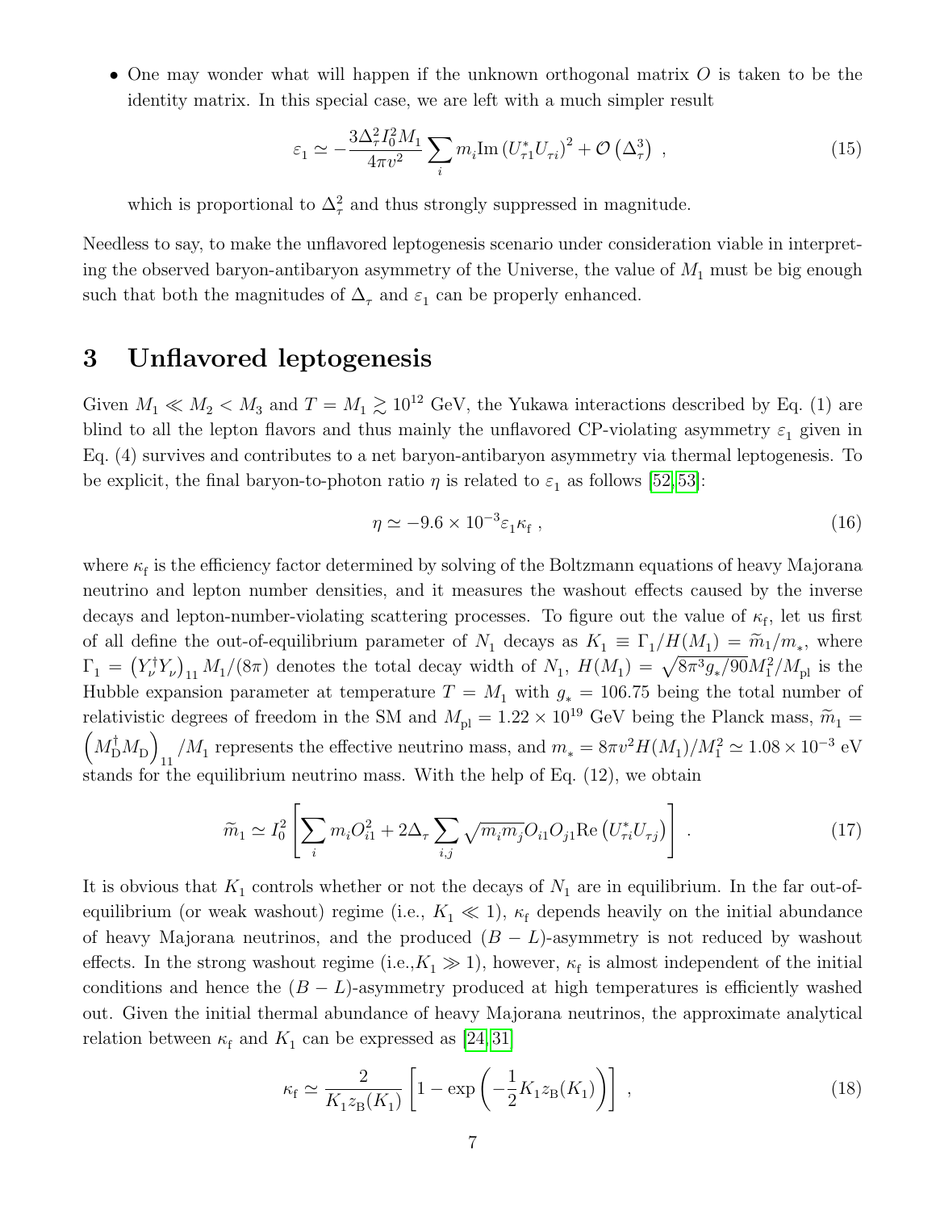- One may wonder what will happen if the unknown orthogonal matrix $O$ is taken to be the identity matrix. In this special case, we are left with a much simpler result

$$\varepsilon_1 \simeq -\frac{3\Delta_\tau^2 I_0^2 M_1}{4\pi v^2} \sum_i m_i \mathrm{Im}\left(U_{\tau 1}^* U_{\tau i}\right)^2 + \mathcal{O}\left(\Delta_\tau^3\right) \ , \tag{15}$$

which is proportional to $\Delta_\tau^2$ and thus strongly suppressed in magnitude.

Needless to say, to make the unflavored leptogenesis scenario under consideration viable in interpreting the observed baryon-antibaryon asymmetry of the Universe, the value of $M_1$ must be big enough such that both the magnitudes of $\Delta_\tau$ and $\varepsilon_1$ can be properly enhanced.

## 3 Unflavored leptogenesis

Given $M_1 \ll M_2 < M_3$ and $T = M_1 \gtrsim 10^{12}$ GeV, the Yukawa interactions described by Eq. (1) are blind to all the lepton flavors and thus mainly the unflavored CP-violating asymmetry $\varepsilon_1$ given in Eq. (4) survives and contributes to a net baryon-antibaryon asymmetry via thermal leptogenesis. To be explicit, the final baryon-to-photon ratio $\eta$ is related to $\varepsilon_1$ as follows [52,53]:

$$\eta \simeq -9.6 \times 10^{-3} \varepsilon_1 \kappa_{\rm f} \ , \tag{16}$$

where $\kappa_{\rm f}$ is the efficiency factor determined by solving of the Boltzmann equations of heavy Majorana neutrino and lepton number densities, and it measures the washout effects caused by the inverse decays and lepton-number-violating scattering processes. To figure out the value of $\kappa_{\rm f}$, let us first of all define the out-of-equilibrium parameter of $N_1$ decays as $K_1 \equiv \Gamma_1 / H(M_1) = \widetilde{m}_1 / m_*$, where $\Gamma_1 = \left(Y_\nu^\dagger Y_\nu\right)_{11} M_1/(8\pi)$ denotes the total decay width of $N_1$, $H(M_1) = \sqrt{8\pi^3 g_*/90} M_1^2 / M_{\rm pl}$ is the Hubble expansion parameter at temperature $T = M_1$ with $g_* = 106.75$ being the total number of relativistic degrees of freedom in the SM and $M_{\rm pl} = 1.22 \times 10^{19}$ GeV being the Planck mass, $\widetilde{m}_1 = \left(M_{\rm D}^\dagger M_{\rm D}\right)_{11} / M_1$ represents the effective neutrino mass, and $m_* = 8\pi v^2 H(M_1)/M_1^2 \simeq 1.08 \times 10^{-3}$ eV stands for the equilibrium neutrino mass. With the help of Eq. (12), we obtain

$$\widetilde{m}_1 \simeq I_0^2 \left[\sum_i m_i O_{i1}^2 + 2\Delta_\tau \sum_{i,j} \sqrt{m_i m_j} O_{i1} O_{j1} \mathrm{Re}\left(U_{\tau i}^* U_{\tau j}\right)\right] \ . \tag{17}$$

It is obvious that $K_1$ controls whether or not the decays of $N_1$ are in equilibrium. In the far out-of-equilibrium (or weak washout) regime (i.e., $K_1 \ll 1$), $\kappa_{\rm f}$ depends heavily on the initial abundance of heavy Majorana neutrinos, and the produced $(B - L)$-asymmetry is not reduced by washout effects. In the strong washout regime (i.e.,$K_1 \gg 1$), however, $\kappa_{\rm f}$ is almost independent of the initial conditions and hence the $(B - L)$-asymmetry produced at high temperatures is efficiently washed out. Given the initial thermal abundance of heavy Majorana neutrinos, the approximate analytical relation between $\kappa_{\rm f}$ and $K_1$ can be expressed as [24,31]

$$\kappa_{\rm f} \simeq \frac{2}{K_1 z_{\rm B}(K_1)} \left[1 - \exp\left(-\frac{1}{2} K_1 z_{\rm B}(K_1)\right)\right] \ , \tag{18}$$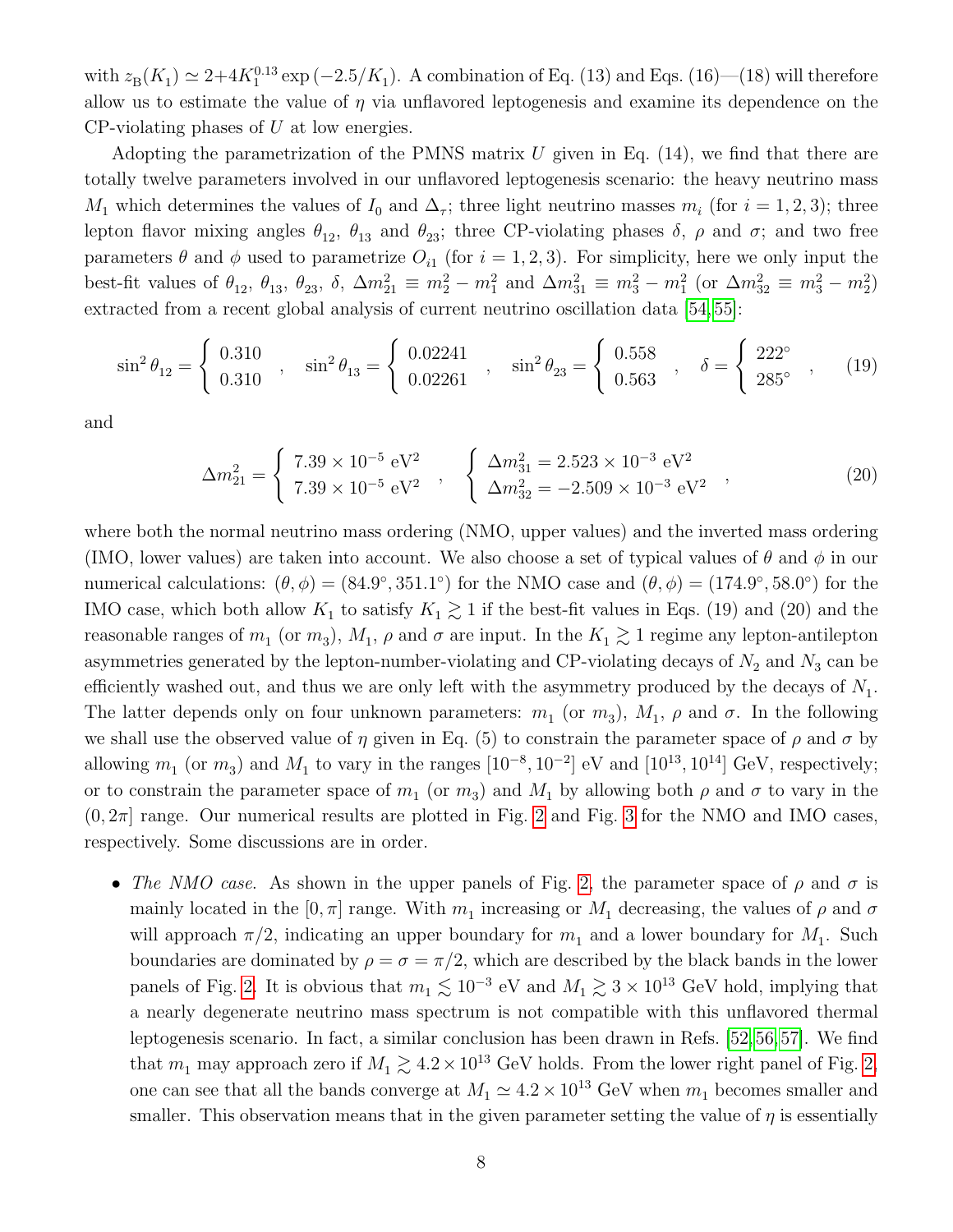with $z_{\rm B}(K_1) \simeq 2+4K_1^{0.13}\exp\left(-2.5/K_1\right)$. A combination of Eq. (13) and Eqs. (16)—(18) will therefore allow us to estimate the value of $\eta$ via unflavored leptogenesis and examine its dependence on the CP-violating phases of $U$ at low energies.

Adopting the parametrization of the PMNS matrix $U$ given in Eq. (14), we find that there are totally twelve parameters involved in our unflavored leptogenesis scenario: the heavy neutrino mass $M_1$ which determines the values of $I_0$ and $\Delta_\tau$; three light neutrino masses $m_i$ (for $i = 1, 2, 3$); three lepton flavor mixing angles $\theta_{12}$, $\theta_{13}$ and $\theta_{23}$; three CP-violating phases $\delta$, $\rho$ and $\sigma$; and two free parameters $\theta$ and $\phi$ used to parametrize $O_{i1}$ (for $i = 1, 2, 3$). For simplicity, here we only input the best-fit values of $\theta_{12}$, $\theta_{13}$, $\theta_{23}$, $\delta$, $\Delta m^2_{21} \equiv m^2_2 - m^2_1$ and $\Delta m^2_{31} \equiv m^2_3 - m^2_1$ (or $\Delta m^2_{32} \equiv m^2_3 - m^2_2$) extracted from a recent global analysis of current neutrino oscillation data [54,55]:

$$\sin^2\theta_{12} = \left\{ \begin{array}{l} 0.310 \\ 0.310 \end{array} \right. , \quad \sin^2\theta_{13} = \left\{ \begin{array}{l} 0.02241 \\ 0.02261 \end{array} \right. , \quad \sin^2\theta_{23} = \left\{ \begin{array}{l} 0.558 \\ 0.563 \end{array} \right. , \quad \delta = \left\{ \begin{array}{l} 222^\circ \\ 285^\circ \end{array} \right. , \tag{19}$$

and

$$\Delta m^2_{21} = \left\{ \begin{array}{l} 7.39\times 10^{-5}~{\rm eV}^2 \\ 7.39\times 10^{-5}~{\rm eV}^2 \end{array} \right. , \quad \left\{ \begin{array}{l} \Delta m^2_{31} = 2.523\times 10^{-3}~{\rm eV}^2 \\ \Delta m^2_{32} = -2.509\times 10^{-3}~{\rm eV}^2 \end{array} \right. , \tag{20}$$

where both the normal neutrino mass ordering (NMO, upper values) and the inverted mass ordering (IMO, lower values) are taken into account. We also choose a set of typical values of $\theta$ and $\phi$ in our numerical calculations: $(\theta, \phi) = (84.9^\circ, 351.1^\circ)$ for the NMO case and $(\theta, \phi) = (174.9^\circ, 58.0^\circ)$ for the IMO case, which both allow $K_1$ to satisfy $K_1 \gtrsim 1$ if the best-fit values in Eqs. (19) and (20) and the reasonable ranges of $m_1$ (or $m_3$), $M_1$, $\rho$ and $\sigma$ are input. In the $K_1 \gtrsim 1$ regime any lepton-antilepton asymmetries generated by the lepton-number-violating and CP-violating decays of $N_2$ and $N_3$ can be efficiently washed out, and thus we are only left with the asymmetry produced by the decays of $N_1$. The latter depends only on four unknown parameters: $m_1$ (or $m_3$), $M_1$, $\rho$ and $\sigma$. In the following we shall use the observed value of $\eta$ given in Eq. (5) to constrain the parameter space of $\rho$ and $\sigma$ by allowing $m_1$ (or $m_3$) and $M_1$ to vary in the ranges $[10^{-8}, 10^{-2}]$ eV and $[10^{13}, 10^{14}]$ GeV, respectively; or to constrain the parameter space of $m_1$ (or $m_3$) and $M_1$ by allowing both $\rho$ and $\sigma$ to vary in the $(0, 2\pi]$ range. Our numerical results are plotted in Fig. 2 and Fig. 3 for the NMO and IMO cases, respectively. Some discussions are in order.

- *The NMO case*. As shown in the upper panels of Fig. 2, the parameter space of $\rho$ and $\sigma$ is mainly located in the $[0, \pi]$ range. With $m_1$ increasing or $M_1$ decreasing, the values of $\rho$ and $\sigma$ will approach $\pi/2$, indicating an upper boundary for $m_1$ and a lower boundary for $M_1$. Such boundaries are dominated by $\rho = \sigma = \pi/2$, which are described by the black bands in the lower panels of Fig. 2. It is obvious that $m_1 \lesssim 10^{-3}$ eV and $M_1 \gtrsim 3\times 10^{13}$ GeV hold, implying that a nearly degenerate neutrino mass spectrum is not compatible with this unflavored thermal leptogenesis scenario. In fact, a similar conclusion has been drawn in Refs. [52,56,57]. We find that $m_1$ may approach zero if $M_1 \gtrsim 4.2\times 10^{13}$ GeV holds. From the lower right panel of Fig. 2, one can see that all the bands converge at $M_1 \simeq 4.2\times 10^{13}$ GeV when $m_1$ becomes smaller and smaller. This observation means that in the given parameter setting the value of $\eta$ is essentially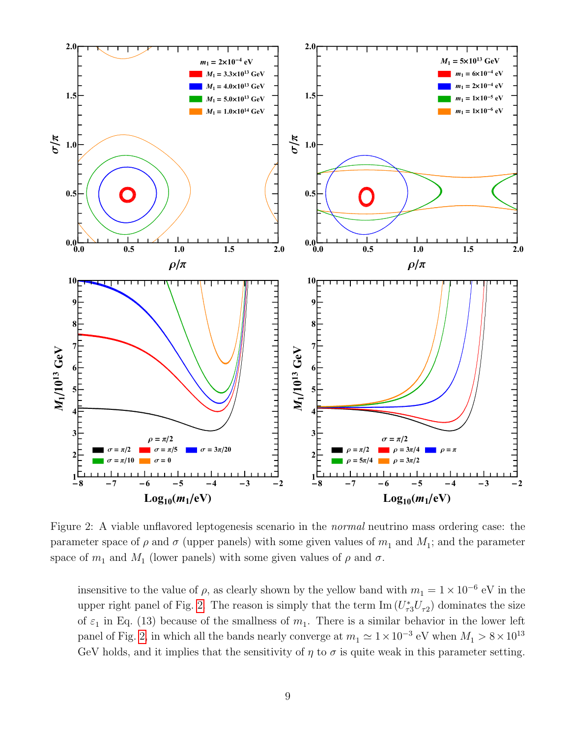Figure 2: A viable unflavored leptogenesis scenario in the *normal* neutrino mass ordering case: the parameter space of $\rho$ and $\sigma$ (upper panels) with some given values of $m_1$ and $M_1$; and the parameter space of $m_1$ and $M_1$ (lower panels) with some given values of $\rho$ and $\sigma$.

insensitive to the value of $\rho$, as clearly shown by the yellow band with $m_1 = 1 \times 10^{-6}$ eV in the upper right panel of Fig. 2. The reason is simply that the term $\mathrm{Im}\,(U^*_{\tau 3} U_{\tau 2})$ dominates the size of $\varepsilon_1$ in Eq. (13) because of the smallness of $m_1$. There is a similar behavior in the lower left panel of Fig. 2, in which all the bands nearly converge at $m_1 \simeq 1 \times 10^{-3}$ eV when $M_1 > 8 \times 10^{13}$ GeV holds, and it implies that the sensitivity of $\eta$ to $\sigma$ is quite weak in this parameter setting.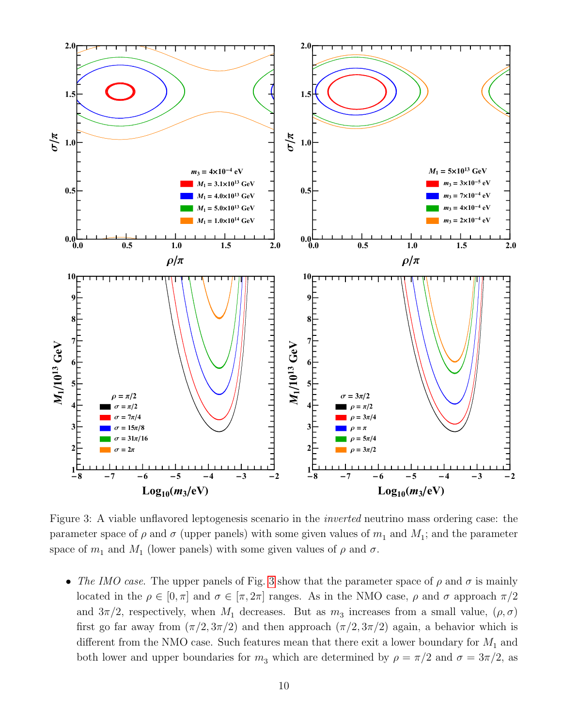Figure 3: A viable unflavored leptogenesis scenario in the *inverted* neutrino mass ordering case: the parameter space of $\rho$ and $\sigma$ (upper panels) with some given values of $m_1$ and $M_1$; and the parameter space of $m_1$ and $M_1$ (lower panels) with some given values of $\rho$ and $\sigma$.

- *The IMO case.* The upper panels of Fig. 3 show that the parameter space of $\rho$ and $\sigma$ is mainly located in the $\rho \in [0, \pi]$ and $\sigma \in [\pi, 2\pi]$ ranges. As in the NMO case, $\rho$ and $\sigma$ approach $\pi/2$ and $3\pi/2$, respectively, when $M_1$ decreases. But as $m_3$ increases from a small value, $(\rho, \sigma)$ first go far away from $(\pi/2, 3\pi/2)$ and then approach $(\pi/2, 3\pi/2)$ again, a behavior which is different from the NMO case. Such features mean that there exit a lower boundary for $M_1$ and both lower and upper boundaries for $m_3$ which are determined by $\rho = \pi/2$ and $\sigma = 3\pi/2$, as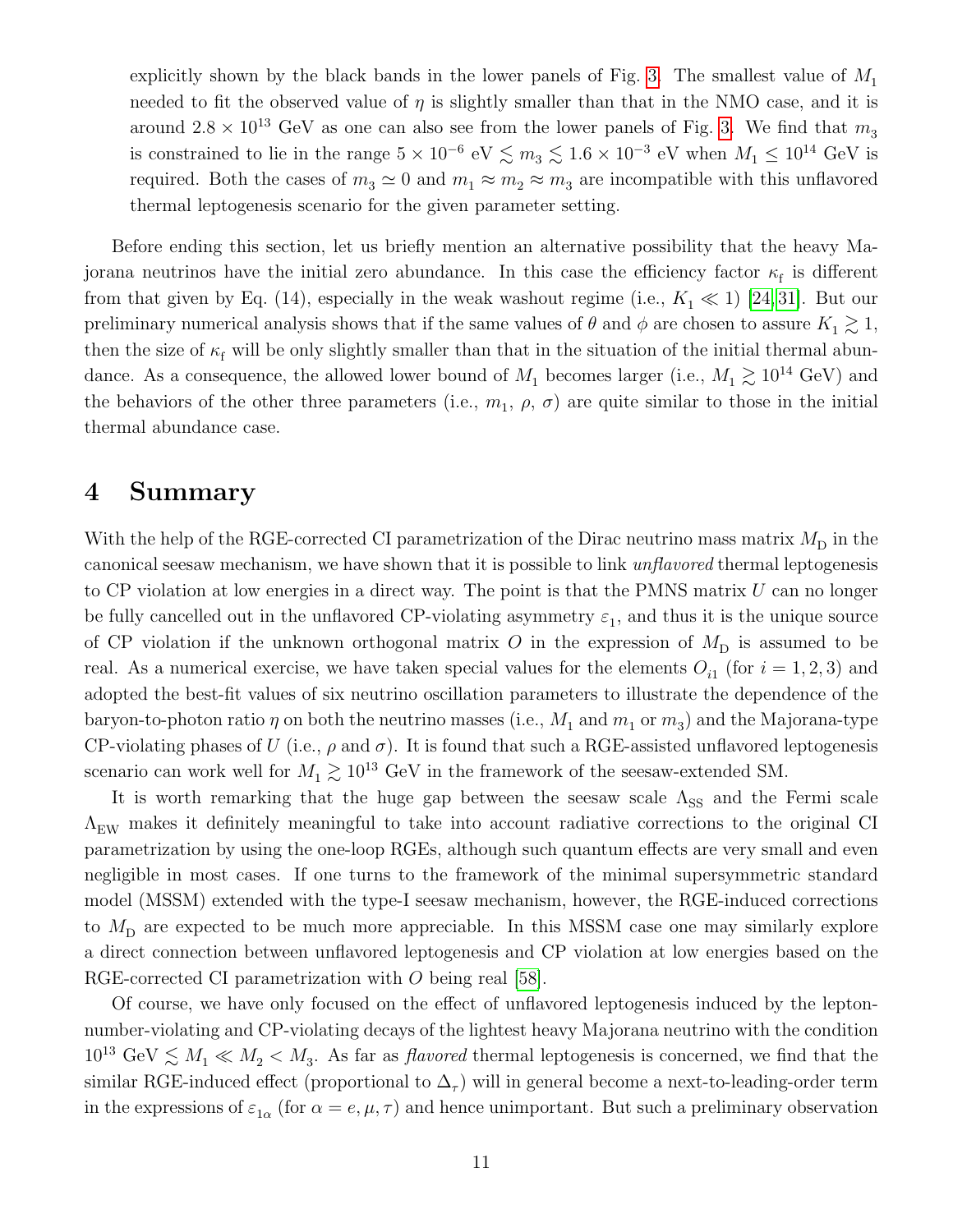explicitly shown by the black bands in the lower panels of Fig. 3. The smallest value of $M_1$ needed to fit the observed value of $\eta$ is slightly smaller than that in the NMO case, and it is around $2.8 \times 10^{13}$ GeV as one can also see from the lower panels of Fig. 3. We find that $m_3$ is constrained to lie in the range $5 \times 10^{-6}$ eV $\lesssim m_3 \lesssim 1.6 \times 10^{-3}$ eV when $M_1 \leq 10^{14}$ GeV is required. Both the cases of $m_3 \simeq 0$ and $m_1 \approx m_2 \approx m_3$ are incompatible with this unflavored thermal leptogenesis scenario for the given parameter setting.

Before ending this section, let us briefly mention an alternative possibility that the heavy Majorana neutrinos have the initial zero abundance. In this case the efficiency factor $\kappa_{\rm f}$ is different from that given by Eq. (14), especially in the weak washout regime (i.e., $K_1 \ll 1$) [24,31]. But our preliminary numerical analysis shows that if the same values of $\theta$ and $\phi$ are chosen to assure $K_1 \gtrsim 1$, then the size of $\kappa_{\rm f}$ will be only slightly smaller than that in the situation of the initial thermal abundance. As a consequence, the allowed lower bound of $M_1$ becomes larger (i.e., $M_1 \gtrsim 10^{14}$ GeV) and the behaviors of the other three parameters (i.e., $m_1$, $\rho$, $\sigma$) are quite similar to those in the initial thermal abundance case.

# 4 Summary

With the help of the RGE-corrected CI parametrization of the Dirac neutrino mass matrix $M_{\rm D}$ in the canonical seesaw mechanism, we have shown that it is possible to link *unflavored* thermal leptogenesis to CP violation at low energies in a direct way. The point is that the PMNS matrix $U$ can no longer be fully cancelled out in the unflavored CP-violating asymmetry $\varepsilon_1$, and thus it is the unique source of CP violation if the unknown orthogonal matrix $O$ in the expression of $M_{\rm D}$ is assumed to be real. As a numerical exercise, we have taken special values for the elements $O_{i1}$ (for $i = 1, 2, 3$) and adopted the best-fit values of six neutrino oscillation parameters to illustrate the dependence of the baryon-to-photon ratio $\eta$ on both the neutrino masses (i.e., $M_1$ and $m_1$ or $m_3$) and the Majorana-type CP-violating phases of $U$ (i.e., $\rho$ and $\sigma$). It is found that such a RGE-assisted unflavored leptogenesis scenario can work well for $M_1 \gtrsim 10^{13}$ GeV in the framework of the seesaw-extended SM.

It is worth remarking that the huge gap between the seesaw scale $\Lambda_{\rm SS}$ and the Fermi scale $\Lambda_{\rm EW}$ makes it definitely meaningful to take into account radiative corrections to the original CI parametrization by using the one-loop RGEs, although such quantum effects are very small and even negligible in most cases. If one turns to the framework of the minimal supersymmetric standard model (MSSM) extended with the type-I seesaw mechanism, however, the RGE-induced corrections to $M_{\rm D}$ are expected to be much more appreciable. In this MSSM case one may similarly explore a direct connection between unflavored leptogenesis and CP violation at low energies based on the RGE-corrected CI parametrization with $O$ being real [58].

Of course, we have only focused on the effect of unflavored leptogenesis induced by the lepton-number-violating and CP-violating decays of the lightest heavy Majorana neutrino with the condition $10^{13}$ GeV $\lesssim M_1 \ll M_2 < M_3$. As far as *flavored* thermal leptogenesis is concerned, we find that the similar RGE-induced effect (proportional to $\Delta_\tau$) will in general become a next-to-leading-order term in the expressions of $\varepsilon_{1\alpha}$ (for $\alpha = e, \mu, \tau$) and hence unimportant. But such a preliminary observation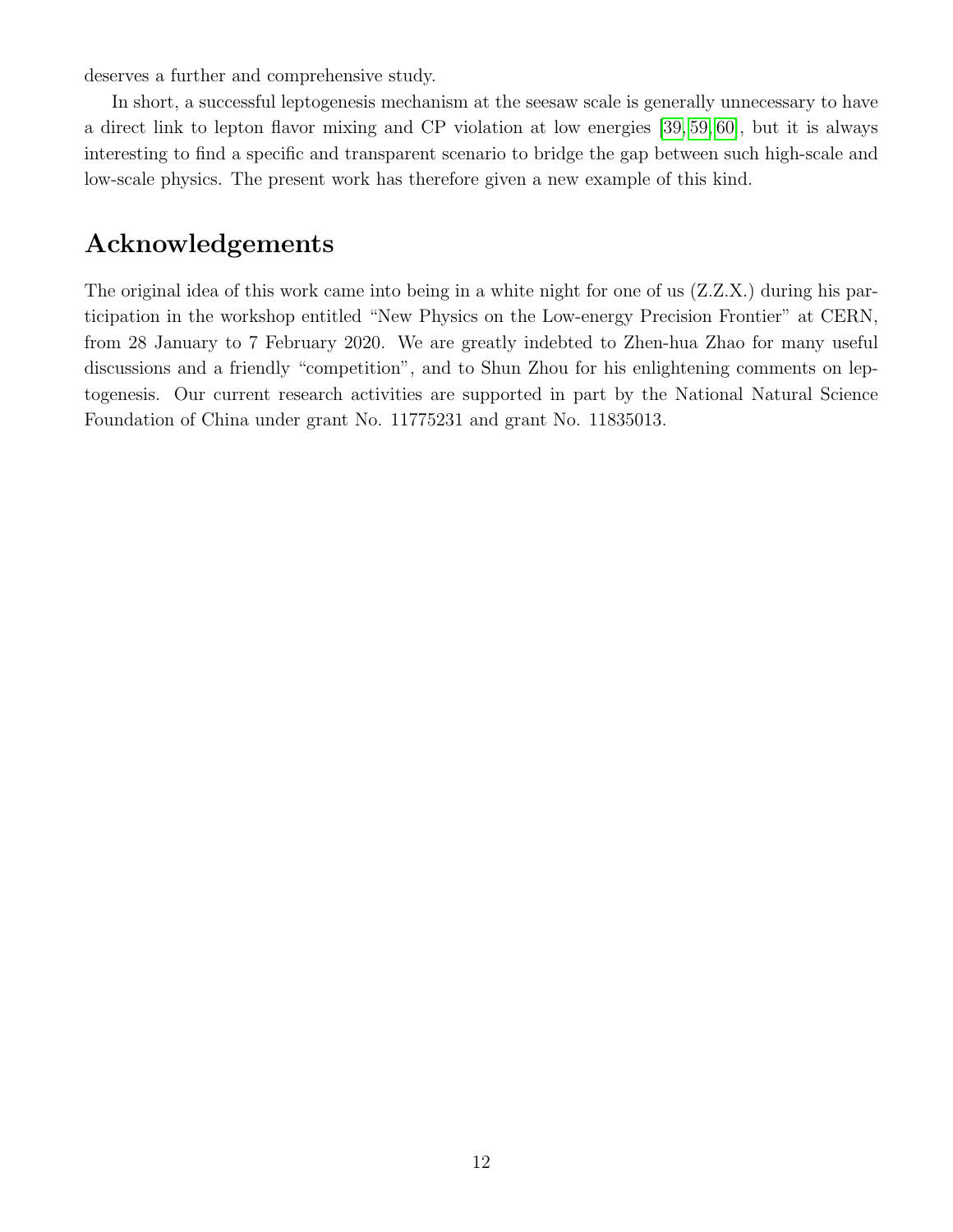deserves a further and comprehensive study.

In short, a successful leptogenesis mechanism at the seesaw scale is generally unnecessary to have a direct link to lepton flavor mixing and CP violation at low energies [39, 59, 60], but it is always interesting to find a specific and transparent scenario to bridge the gap between such high-scale and low-scale physics. The present work has therefore given a new example of this kind.

# Acknowledgements

The original idea of this work came into being in a white night for one of us (Z.Z.X.) during his participation in the workshop entitled "New Physics on the Low-energy Precision Frontier" at CERN, from 28 January to 7 February 2020. We are greatly indebted to Zhen-hua Zhao for many useful discussions and a friendly "competition", and to Shun Zhou for his enlightening comments on leptogenesis. Our current research activities are supported in part by the National Natural Science Foundation of China under grant No. 11775231 and grant No. 11835013.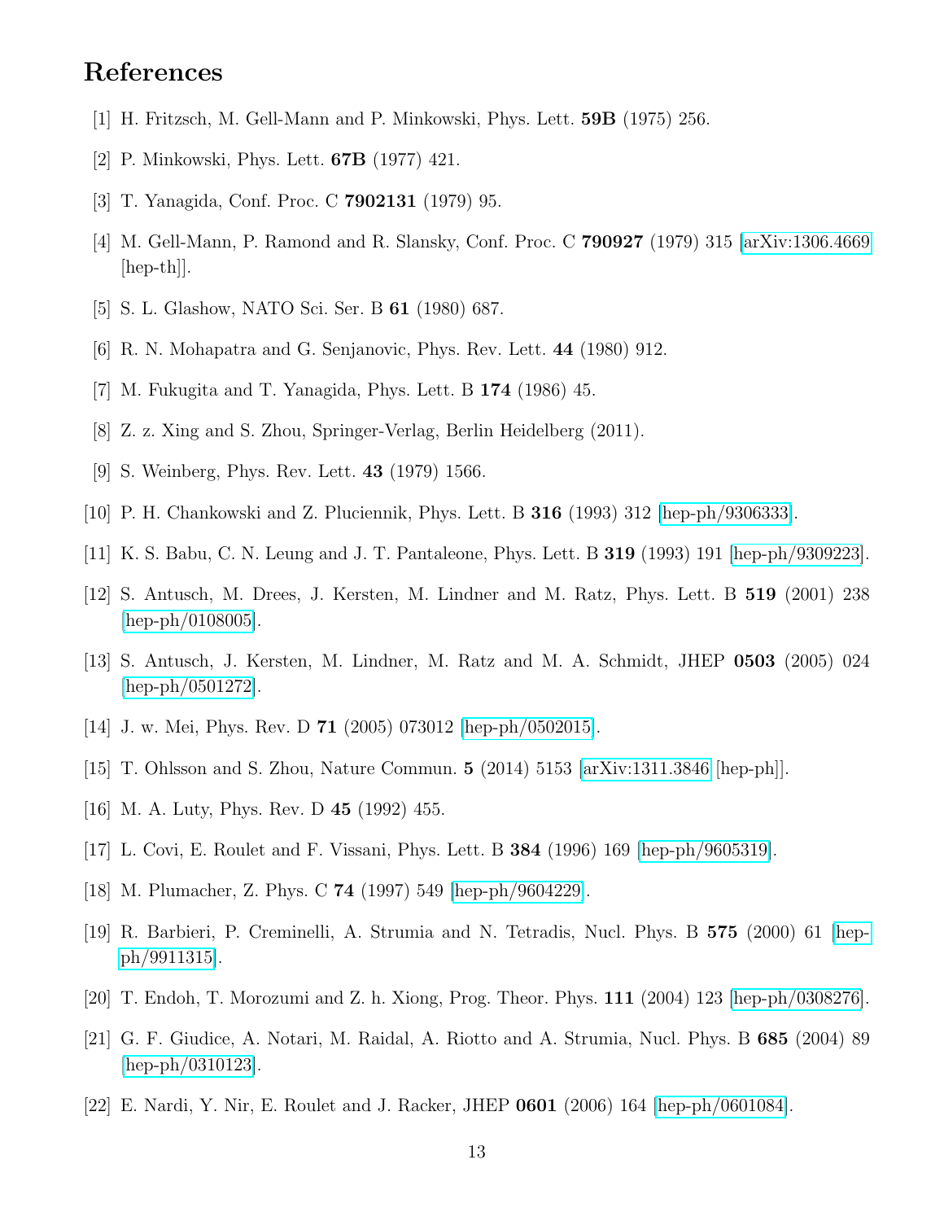# References

[1] H. Fritzsch, M. Gell-Mann and P. Minkowski, Phys. Lett. **59B** (1975) 256.

[2] P. Minkowski, Phys. Lett. **67B** (1977) 421.

[3] T. Yanagida, Conf. Proc. C **7902131** (1979) 95.

[4] M. Gell-Mann, P. Ramond and R. Slansky, Conf. Proc. C **790927** (1979) 315 [arXiv:1306.4669 [hep-th]].

[5] S. L. Glashow, NATO Sci. Ser. B **61** (1980) 687.

[6] R. N. Mohapatra and G. Senjanovic, Phys. Rev. Lett. **44** (1980) 912.

[7] M. Fukugita and T. Yanagida, Phys. Lett. B **174** (1986) 45.

[8] Z. z. Xing and S. Zhou, Springer-Verlag, Berlin Heidelberg (2011).

[9] S. Weinberg, Phys. Rev. Lett. **43** (1979) 1566.

[10] P. H. Chankowski and Z. Pluciennik, Phys. Lett. B **316** (1993) 312 [hep-ph/9306333].

[11] K. S. Babu, C. N. Leung and J. T. Pantaleone, Phys. Lett. B **319** (1993) 191 [hep-ph/9309223].

[12] S. Antusch, M. Drees, J. Kersten, M. Lindner and M. Ratz, Phys. Lett. B **519** (2001) 238 [hep-ph/0108005].

[13] S. Antusch, J. Kersten, M. Lindner, M. Ratz and M. A. Schmidt, JHEP **0503** (2005) 024 [hep-ph/0501272].

[14] J. w. Mei, Phys. Rev. D **71** (2005) 073012 [hep-ph/0502015].

[15] T. Ohlsson and S. Zhou, Nature Commun. **5** (2014) 5153 [arXiv:1311.3846 [hep-ph]].

[16] M. A. Luty, Phys. Rev. D **45** (1992) 455.

[17] L. Covi, E. Roulet and F. Vissani, Phys. Lett. B **384** (1996) 169 [hep-ph/9605319].

[18] M. Plumacher, Z. Phys. C **74** (1997) 549 [hep-ph/9604229].

[19] R. Barbieri, P. Creminelli, A. Strumia and N. Tetradis, Nucl. Phys. B **575** (2000) 61 [hep-ph/9911315].

[20] T. Endoh, T. Morozumi and Z. h. Xiong, Prog. Theor. Phys. **111** (2004) 123 [hep-ph/0308276].

[21] G. F. Giudice, A. Notari, M. Raidal, A. Riotto and A. Strumia, Nucl. Phys. B **685** (2004) 89 [hep-ph/0310123].

[22] E. Nardi, Y. Nir, E. Roulet and J. Racker, JHEP **0601** (2006) 164 [hep-ph/0601084].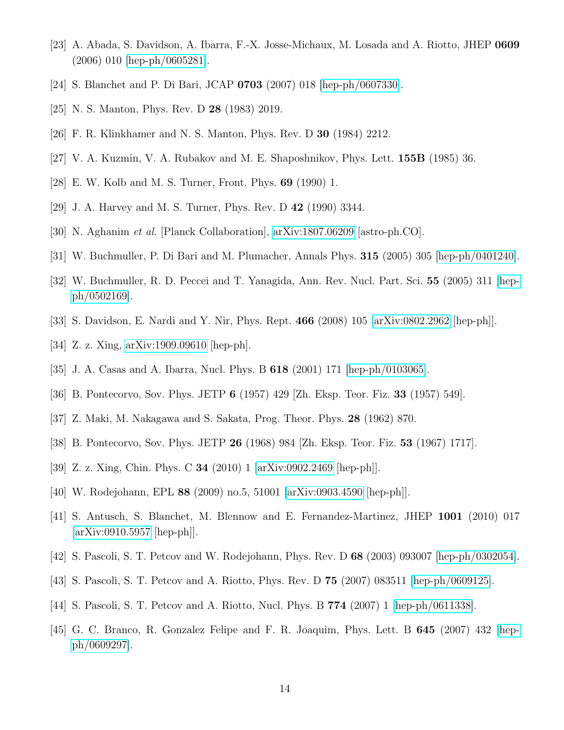[23] A. Abada, S. Davidson, A. Ibarra, F.-X. Josse-Michaux, M. Losada and A. Riotto, JHEP **0609** (2006) 010 [hep-ph/0605281].

[24] S. Blanchet and P. Di Bari, JCAP **0703** (2007) 018 [hep-ph/0607330].

[25] N. S. Manton, Phys. Rev. D **28** (1983) 2019.

[26] F. R. Klinkhamer and N. S. Manton, Phys. Rev. D **30** (1984) 2212.

[27] V. A. Kuzmin, V. A. Rubakov and M. E. Shaposhnikov, Phys. Lett. **155B** (1985) 36.

[28] E. W. Kolb and M. S. Turner, Front. Phys. **69** (1990) 1.

[29] J. A. Harvey and M. S. Turner, Phys. Rev. D **42** (1990) 3344.

[30] N. Aghanim *et al.* [Planck Collaboration], arXiv:1807.06209 [astro-ph.CO].

[31] W. Buchmuller, P. Di Bari and M. Plumacher, Annals Phys. **315** (2005) 305 [hep-ph/0401240].

[32] W. Buchmuller, R. D. Peccei and T. Yanagida, Ann. Rev. Nucl. Part. Sci. **55** (2005) 311 [hep-ph/0502169].

[33] S. Davidson, E. Nardi and Y. Nir, Phys. Rept. **466** (2008) 105 [arXiv:0802.2962 [hep-ph]].

[34] Z. z. Xing, arXiv:1909.09610 [hep-ph].

[35] J. A. Casas and A. Ibarra, Nucl. Phys. B **618** (2001) 171 [hep-ph/0103065].

[36] B. Pontecorvo, Sov. Phys. JETP **6** (1957) 429 [Zh. Eksp. Teor. Fiz. **33** (1957) 549].

[37] Z. Maki, M. Nakagawa and S. Sakata, Prog. Theor. Phys. **28** (1962) 870.

[38] B. Pontecorvo, Sov. Phys. JETP **26** (1968) 984 [Zh. Eksp. Teor. Fiz. **53** (1967) 1717].

[39] Z. z. Xing, Chin. Phys. C **34** (2010) 1 [arXiv:0902.2469 [hep-ph]].

[40] W. Rodejohann, EPL **88** (2009) no.5, 51001 [arXiv:0903.4590 [hep-ph]].

[41] S. Antusch, S. Blanchet, M. Blennow and E. Fernandez-Martinez, JHEP **1001** (2010) 017 [arXiv:0910.5957 [hep-ph]].

[42] S. Pascoli, S. T. Petcov and W. Rodejohann, Phys. Rev. D **68** (2003) 093007 [hep-ph/0302054].

[43] S. Pascoli, S. T. Petcov and A. Riotto, Phys. Rev. D **75** (2007) 083511 [hep-ph/0609125].

[44] S. Pascoli, S. T. Petcov and A. Riotto, Nucl. Phys. B **774** (2007) 1 [hep-ph/0611338].

[45] G. C. Branco, R. Gonzalez Felipe and F. R. Joaquim, Phys. Lett. B **645** (2007) 432 [hep-ph/0609297].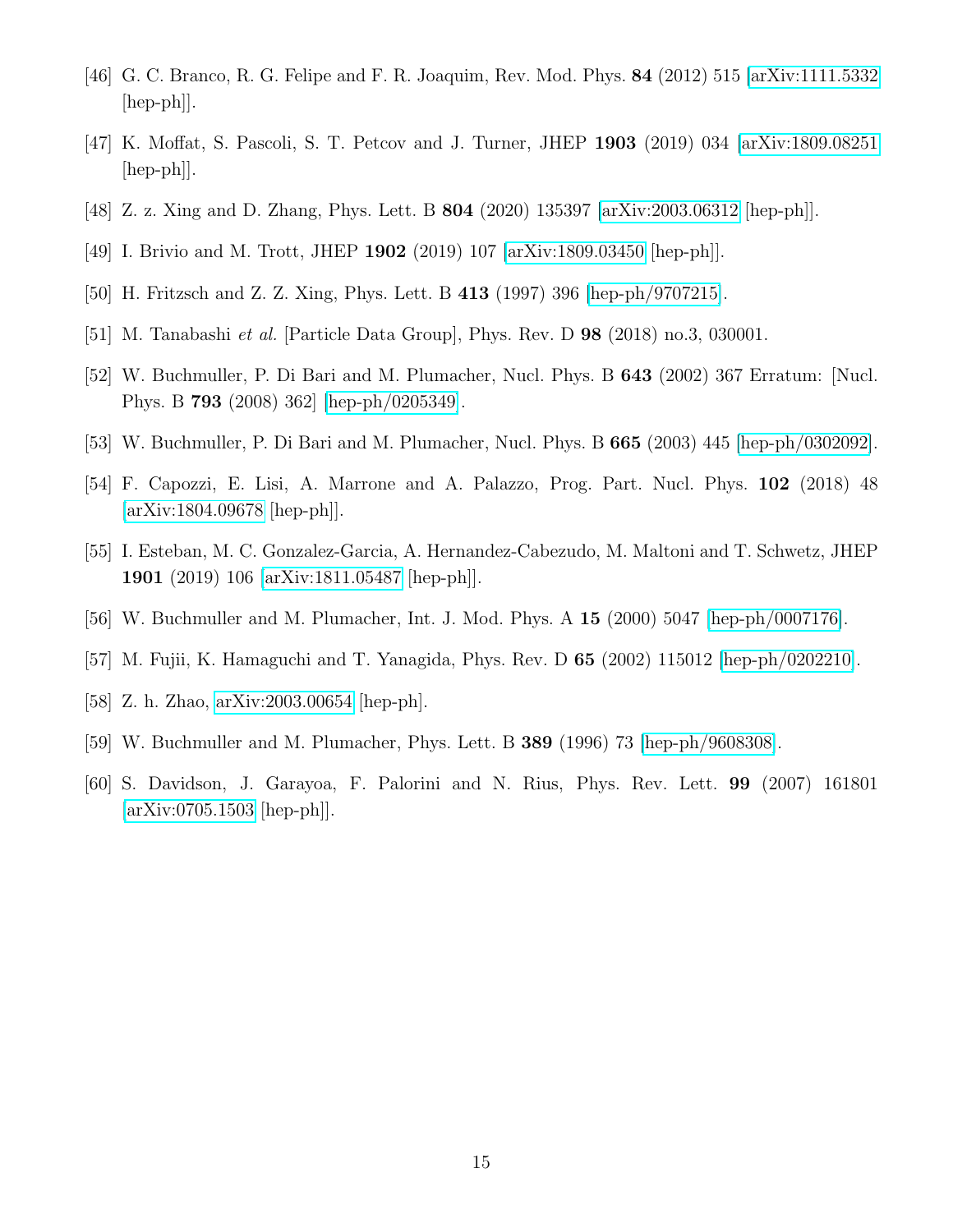[46] G. C. Branco, R. G. Felipe and F. R. Joaquim, Rev. Mod. Phys. **84** (2012) 515 [arXiv:1111.5332 [hep-ph]].

[47] K. Moffat, S. Pascoli, S. T. Petcov and J. Turner, JHEP **1903** (2019) 034 [arXiv:1809.08251 [hep-ph]].

[48] Z. z. Xing and D. Zhang, Phys. Lett. B **804** (2020) 135397 [arXiv:2003.06312 [hep-ph]].

[49] I. Brivio and M. Trott, JHEP **1902** (2019) 107 [arXiv:1809.03450 [hep-ph]].

[50] H. Fritzsch and Z. Z. Xing, Phys. Lett. B **413** (1997) 396 [hep-ph/9707215].

[51] M. Tanabashi *et al.* [Particle Data Group], Phys. Rev. D **98** (2018) no.3, 030001.

[52] W. Buchmuller, P. Di Bari and M. Plumacher, Nucl. Phys. B **643** (2002) 367 Erratum: [Nucl. Phys. B **793** (2008) 362] [hep-ph/0205349].

[53] W. Buchmuller, P. Di Bari and M. Plumacher, Nucl. Phys. B **665** (2003) 445 [hep-ph/0302092].

[54] F. Capozzi, E. Lisi, A. Marrone and A. Palazzo, Prog. Part. Nucl. Phys. **102** (2018) 48 [arXiv:1804.09678 [hep-ph]].

[55] I. Esteban, M. C. Gonzalez-Garcia, A. Hernandez-Cabezudo, M. Maltoni and T. Schwetz, JHEP **1901** (2019) 106 [arXiv:1811.05487 [hep-ph]].

[56] W. Buchmuller and M. Plumacher, Int. J. Mod. Phys. A **15** (2000) 5047 [hep-ph/0007176].

[57] M. Fujii, K. Hamaguchi and T. Yanagida, Phys. Rev. D **65** (2002) 115012 [hep-ph/0202210].

[58] Z. h. Zhao, arXiv:2003.00654 [hep-ph].

[59] W. Buchmuller and M. Plumacher, Phys. Lett. B **389** (1996) 73 [hep-ph/9608308].

[60] S. Davidson, J. Garayoa, F. Palorini and N. Rius, Phys. Rev. Lett. **99** (2007) 161801 [arXiv:0705.1503 [hep-ph]].